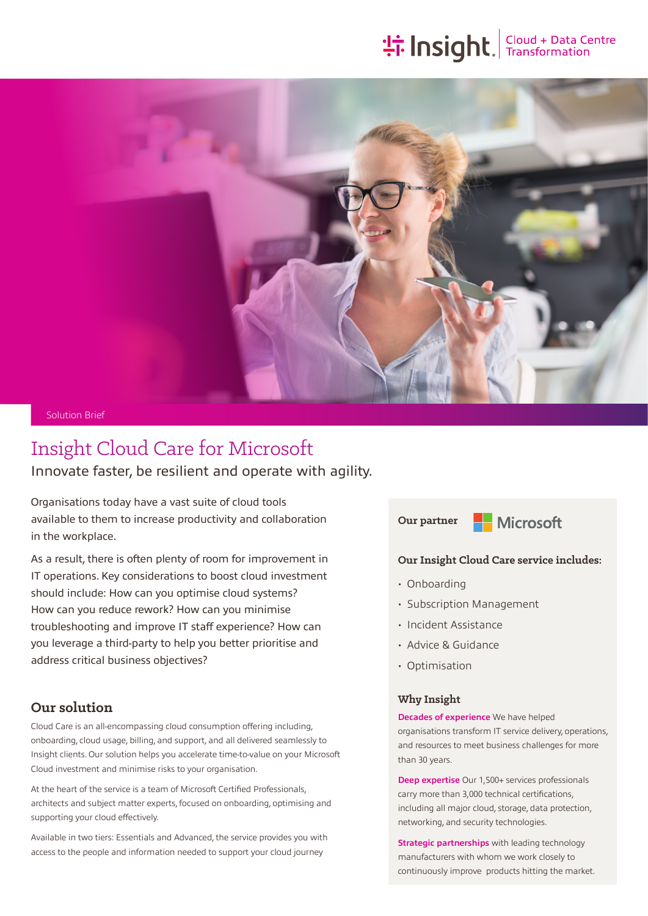Insight | Cloud + Data Centre Transformation

Solution Brief

# Insight Cloud Care for Microsoft

Innovate faster, be resilient and operate with agility.

Organisations today have a vast suite of cloud tools available to them to increase productivity and collaboration in the workplace.

As a result, there is often plenty of room for improvement in IT operations. Key considerations to boost cloud investment should include: How can you optimise cloud systems? How can you reduce rework? How can you minimise troubleshooting and improve IT staff experience? How can you leverage a third-party to help you better prioritise and address critical business objectives?

## Our solution

Cloud Care is an all-encompassing cloud consumption offering including, onboarding, cloud usage, billing, and support, and all delivered seamlessly to Insight clients. Our solution helps you accelerate time-to-value on your Microsoft Cloud investment and minimise risks to your organisation.

At the heart of the service is a team of Microsoft Certified Professionals, architects and subject matter experts, focused on onboarding, optimising and supporting your cloud effectively.

Available in two tiers: Essentials and Advanced, the service provides you with access to the people and information needed to support your cloud journey

**Our partner** Microsoft

### Our Insight Cloud Care service includes:

- Onboarding
- Subscription Management
- Incident Assistance
- Advice & Guidance
- Optimisation

### Why Insight

**Decades of experience** We have helped organisations transform IT service delivery, operations, and resources to meet business challenges for more than 30 years.

**Deep expertise** Our 1,500+ services professionals carry more than 3,000 technical certifications, including all major cloud, storage, data protection, networking, and security technologies.

**Strategic partnerships** with leading technology manufacturers with whom we work closely to continuously improve products hitting the market.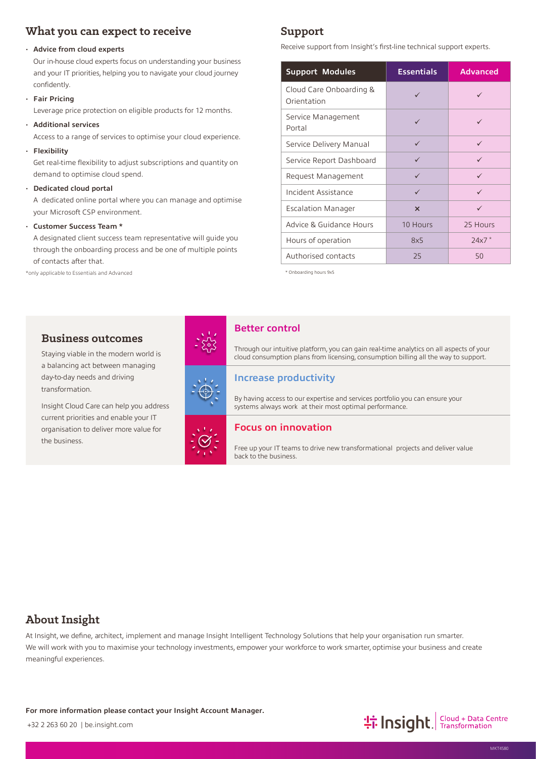## What you can expect to receive

- **Advice from cloud experts**

  Our in-house cloud experts focus on understanding your business and your IT priorities, helping you to navigate your cloud journey confidently.
- **Fair Pricing**

  Leverage price protection on eligible products for 12 months.
- **Additional services**

  Access to a range of services to optimise your cloud experience.
- **Flexibility**

  Get real-time flexibility to adjust subscriptions and quantity on demand to optimise cloud spend.
- **Dedicated cloud portal**

  A dedicated online portal where you can manage and optimise your Microsoft CSP environment.
- **Customer Success Team ***

  A designated client success team representative will guide you through the onboarding process and be one of multiple points of contacts after that.

*only applicable to Essentials and Advanced

## Support

Receive support from Insight's first-line technical support experts.

| Support Modules | Essentials | Advanced |
|---|---|---|
| Cloud Care Onboarding & Orientation | ✓ | ✓ |
| Service Management Portal | ✓ | ✓ |
| Service Delivery Manual | ✓ | ✓ |
| Service Report Dashboard | ✓ | ✓ |
| Request Management | ✓ | ✓ |
| Incident Assistance | ✓ | ✓ |
| Escalation Manager | × | ✓ |
| Advice & Guidance Hours | 10 Hours | 25 Hours |
| Hours of operation | 8x5 | 24x7 * |
| Authorised contacts | 25 | 50 |

* Onboarding hours 9x5

## Business outcomes

Staying viable in the modern world is a balancing act between managing day-to-day needs and driving transformation.

Insight Cloud Care can help you address current priorities and enable your IT organisation to deliver more value for the business.

### Better control

Through our intuitive platform, you can gain real-time analytics on all aspects of your cloud consumption plans from licensing, consumption billing all the way to support.

### Increase productivity

By having access to our expertise and services portfolio you can ensure your systems always work at their most optimal performance.

### Focus on innovation

Free up your IT teams to drive new transformational projects and deliver value back to the business.

## About Insight

At Insight, we define, architect, implement and manage Insight Intelligent Technology Solutions that help your organisation run smarter. We will work with you to maximise your technology investments, empower your workforce to work smarter, optimise your business and create meaningful experiences.

**For more information please contact your Insight Account Manager.**

+32 2 263 60 20 | be.insight.com

Insight. Cloud + Data Centre Transformation

MKT4580